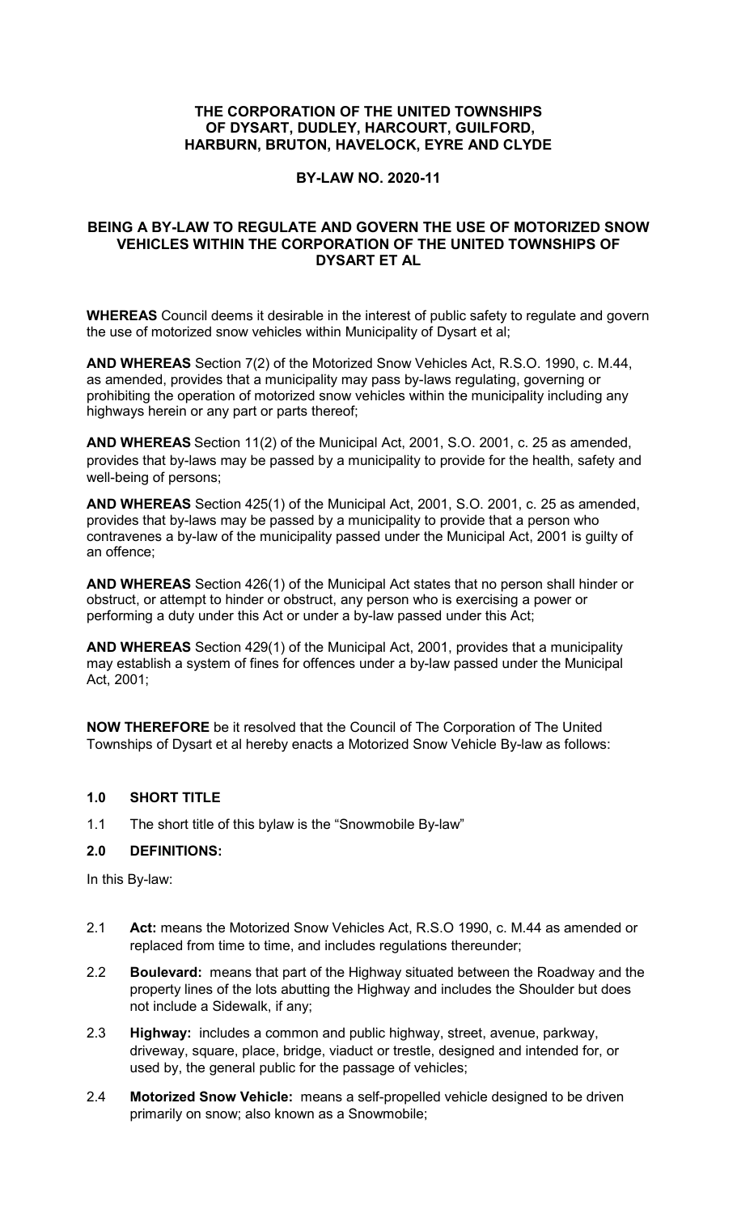**THE CORPORATION OF THE UNITED TOWNSHIPS OF DYSART, DUDLEY, HARCOURT, GUILFORD, HARBURN, BRUTON, HAVELOCK, EYRE AND CLYDE**

**BY-LAW NO. 2020-11**

**BEING A BY-LAW TO REGULATE AND GOVERN THE USE OF MOTORIZED SNOW VEHICLES WITHIN THE CORPORATION OF THE UNITED TOWNSHIPS OF DYSART ET AL**

**WHEREAS** Council deems it desirable in the interest of public safety to regulate and govern the use of motorized snow vehicles within Municipality of Dysart et al;

**AND WHEREAS** Section 7(2) of the Motorized Snow Vehicles Act, R.S.O. 1990, c. M.44, as amended, provides that a municipality may pass by-laws regulating, governing or prohibiting the operation of motorized snow vehicles within the municipality including any highways herein or any part or parts thereof;

**AND WHEREAS** Section 11(2) of the Municipal Act, 2001, S.O. 2001, c. 25 as amended, provides that by-laws may be passed by a municipality to provide for the health, safety and well-being of persons;

**AND WHEREAS** Section 425(1) of the Municipal Act, 2001, S.O. 2001, c. 25 as amended, provides that by-laws may be passed by a municipality to provide that a person who contravenes a by-law of the municipality passed under the Municipal Act, 2001 is guilty of an offence;

**AND WHEREAS** Section 426(1) of the Municipal Act states that no person shall hinder or obstruct, or attempt to hinder or obstruct, any person who is exercising a power or performing a duty under this Act or under a by-law passed under this Act;

**AND WHEREAS** Section 429(1) of the Municipal Act, 2001, provides that a municipality may establish a system of fines for offences under a by-law passed under the Municipal Act, 2001;

**NOW THEREFORE** be it resolved that the Council of The Corporation of The United Townships of Dysart et al hereby enacts a Motorized Snow Vehicle By-law as follows:

## 1.0 SHORT TITLE

1.1 The short title of this bylaw is the "Snowmobile By-law"

## 2.0 DEFINITIONS:

In this By-law:

2.1 **Act:** means the Motorized Snow Vehicles Act, R.S.O 1990, c. M.44 as amended or replaced from time to time, and includes regulations thereunder;

2.2 **Boulevard:** means that part of the Highway situated between the Roadway and the property lines of the lots abutting the Highway and includes the Shoulder but does not include a Sidewalk, if any;

2.3 **Highway:** includes a common and public highway, street, avenue, parkway, driveway, square, place, bridge, viaduct or trestle, designed and intended for, or used by, the general public for the passage of vehicles;

2.4 **Motorized Snow Vehicle:** means a self-propelled vehicle designed to be driven primarily on snow; also known as a Snowmobile;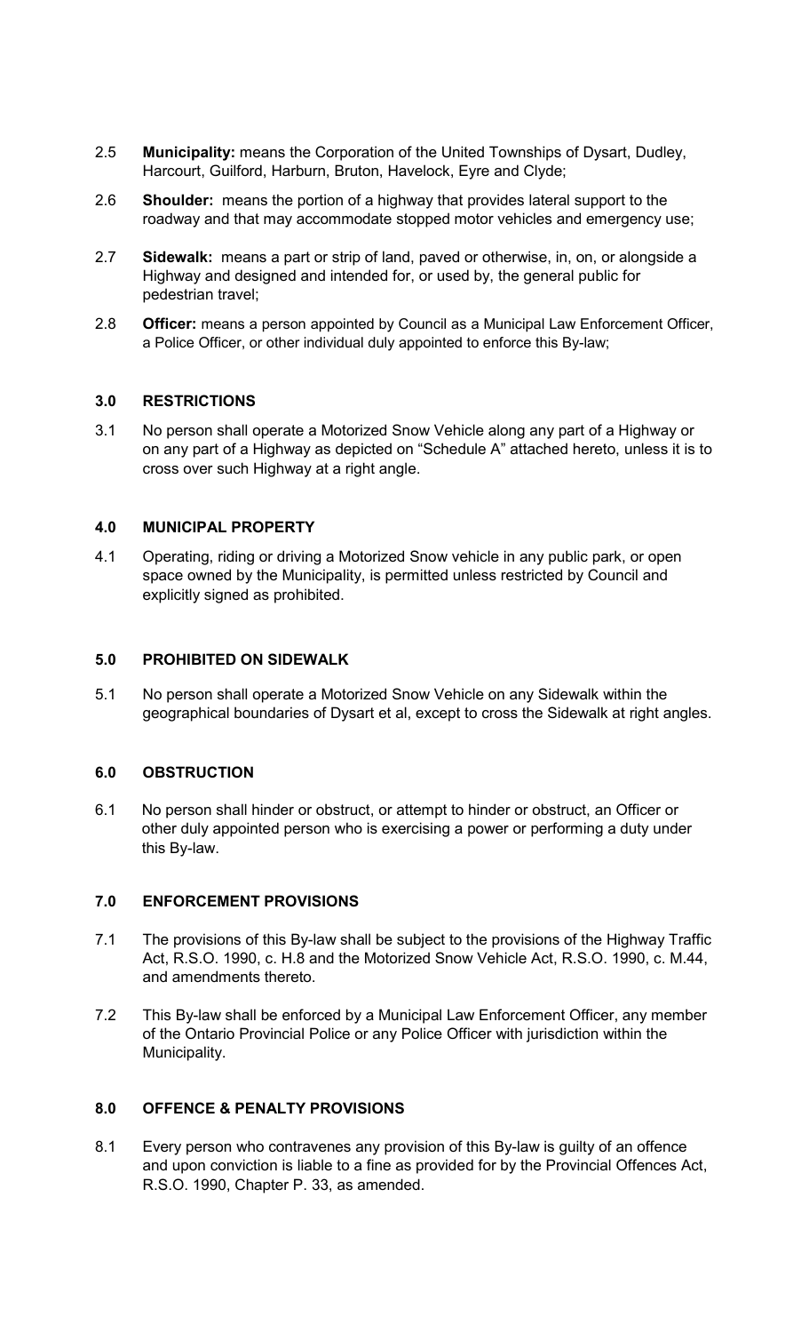2.5 **Municipality:** means the Corporation of the United Townships of Dysart, Dudley, Harcourt, Guilford, Harburn, Bruton, Havelock, Eyre and Clyde;

2.6 **Shoulder:** means the portion of a highway that provides lateral support to the roadway and that may accommodate stopped motor vehicles and emergency use;

2.7 **Sidewalk:** means a part or strip of land, paved or otherwise, in, on, or alongside a Highway and designed and intended for, or used by, the general public for pedestrian travel;

2.8 **Officer:** means a person appointed by Council as a Municipal Law Enforcement Officer, a Police Officer, or other individual duly appointed to enforce this By-law;

## 3.0 RESTRICTIONS

3.1 No person shall operate a Motorized Snow Vehicle along any part of a Highway or on any part of a Highway as depicted on "Schedule A" attached hereto, unless it is to cross over such Highway at a right angle.

## 4.0 MUNICIPAL PROPERTY

4.1 Operating, riding or driving a Motorized Snow vehicle in any public park, or open space owned by the Municipality, is permitted unless restricted by Council and explicitly signed as prohibited.

## 5.0 PROHIBITED ON SIDEWALK

5.1 No person shall operate a Motorized Snow Vehicle on any Sidewalk within the geographical boundaries of Dysart et al, except to cross the Sidewalk at right angles.

## 6.0 OBSTRUCTION

6.1 No person shall hinder or obstruct, or attempt to hinder or obstruct, an Officer or other duly appointed person who is exercising a power or performing a duty under this By-law.

## 7.0 ENFORCEMENT PROVISIONS

7.1 The provisions of this By-law shall be subject to the provisions of the Highway Traffic Act, R.S.O. 1990, c. H.8 and the Motorized Snow Vehicle Act, R.S.O. 1990, c. M.44, and amendments thereto.

7.2 This By-law shall be enforced by a Municipal Law Enforcement Officer, any member of the Ontario Provincial Police or any Police Officer with jurisdiction within the Municipality.

## 8.0 OFFENCE & PENALTY PROVISIONS

8.1 Every person who contravenes any provision of this By-law is guilty of an offence and upon conviction is liable to a fine as provided for by the Provincial Offences Act, R.S.O. 1990, Chapter P. 33, as amended.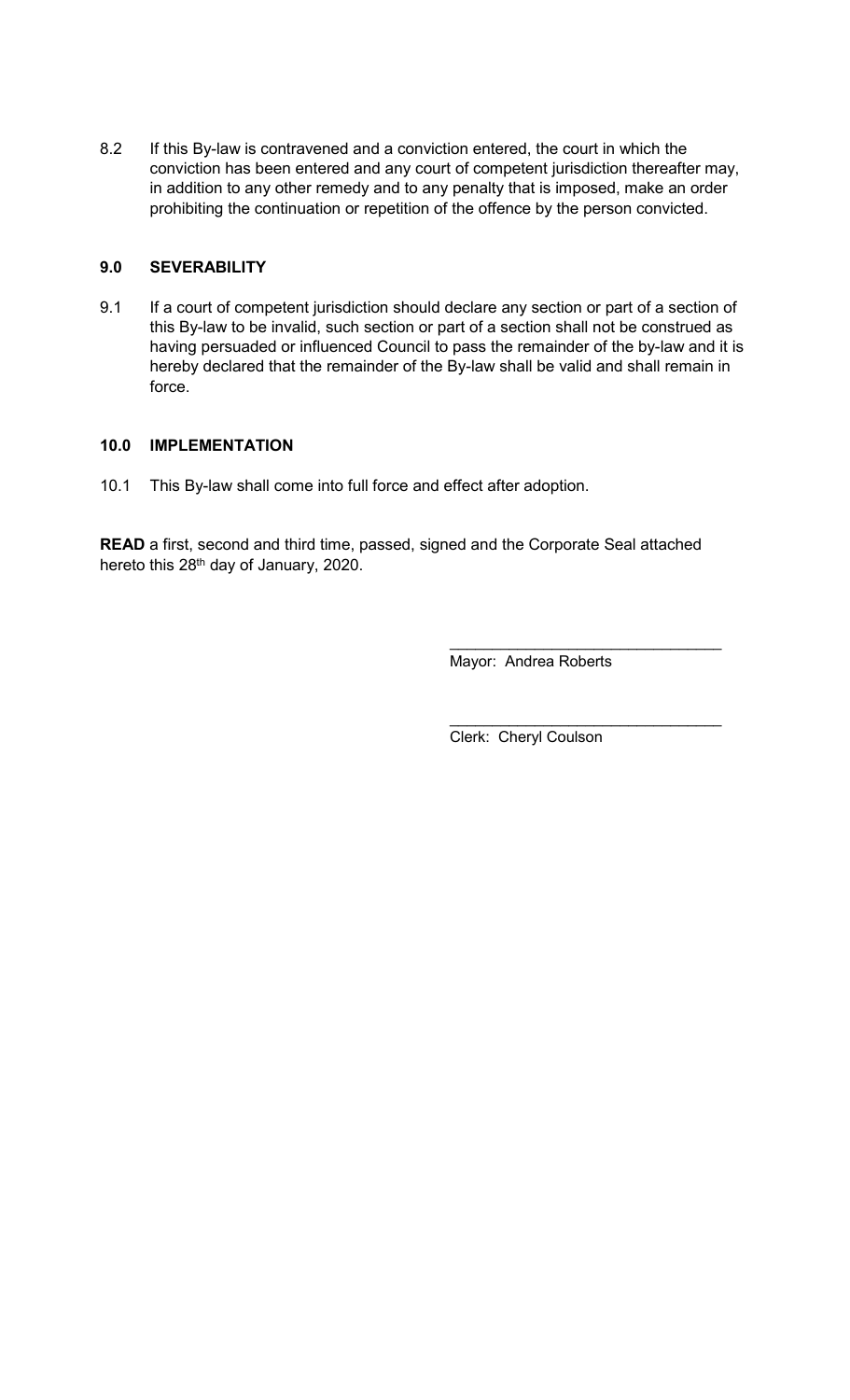8.2 If this By-law is contravened and a conviction entered, the court in which the conviction has been entered and any court of competent jurisdiction thereafter may, in addition to any other remedy and to any penalty that is imposed, make an order prohibiting the continuation or repetition of the offence by the person convicted.

### 9.0 SEVERABILITY

9.1 If a court of competent jurisdiction should declare any section or part of a section of this By-law to be invalid, such section or part of a section shall not be construed as having persuaded or influenced Council to pass the remainder of the by-law and it is hereby declared that the remainder of the By-law shall be valid and shall remain in force.

### 10.0 IMPLEMENTATION

10.1 This By-law shall come into full force and effect after adoption.

**READ** a first, second and third time, passed, signed and the Corporate Seal attached hereto this 28th day of January, 2020.

\_\_\_\_\_\_\_\_\_\_\_\_\_\_\_\_\_\_\_\_\_\_\_\_\_\_\_\_\_\_\_\_
Mayor: Andrea Roberts

\_\_\_\_\_\_\_\_\_\_\_\_\_\_\_\_\_\_\_\_\_\_\_\_\_\_\_\_\_\_\_\_
Clerk: Cheryl Coulson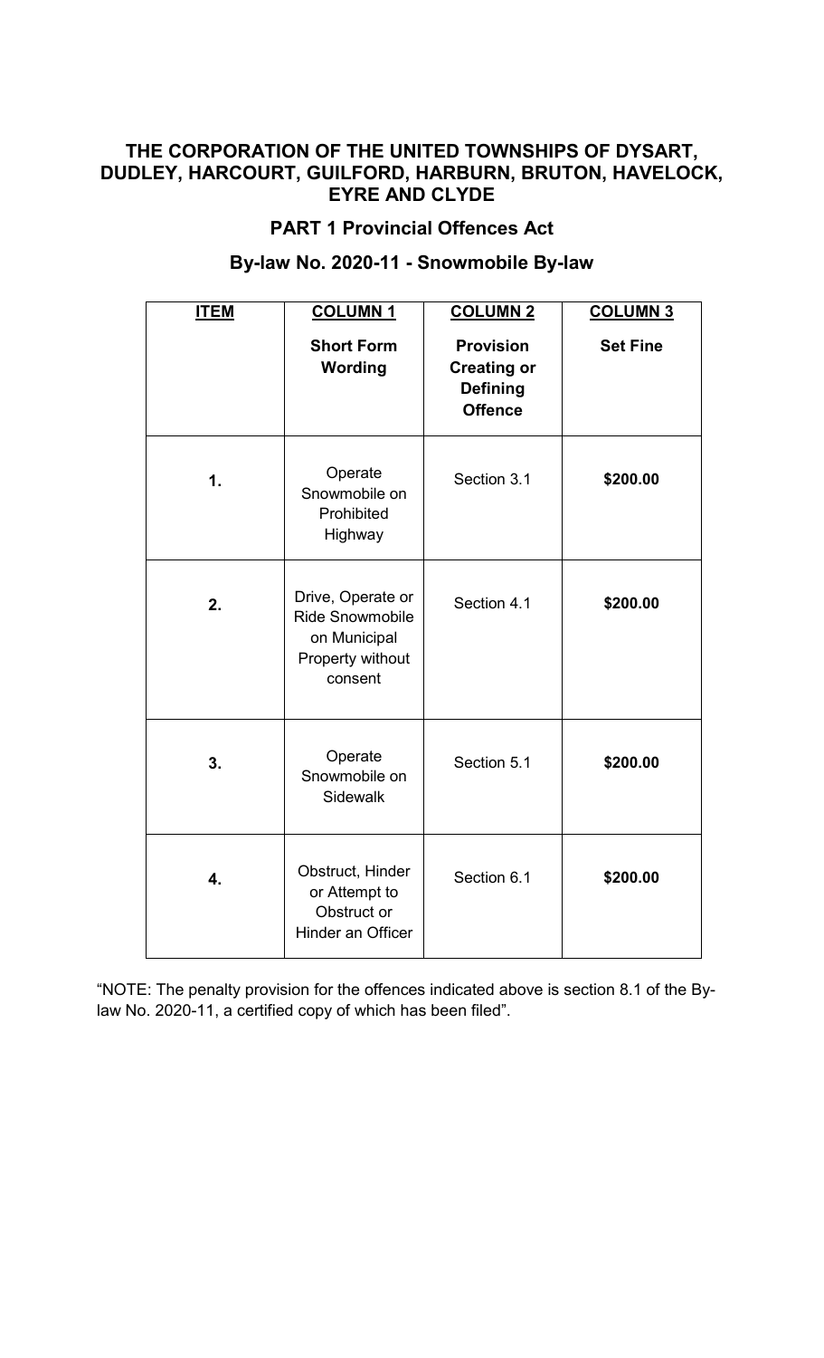# THE CORPORATION OF THE UNITED TOWNSHIPS OF DYSART, DUDLEY, HARCOURT, GUILFORD, HARBURN, BRUTON, HAVELOCK, EYRE AND CLYDE

## PART 1 Provincial Offences Act

## By-law No. 2020-11 - Snowmobile By-law

| ITEM | COLUMN 1<br>Short Form Wording | COLUMN 2<br>Provision Creating or Defining Offence | COLUMN 3<br>Set Fine |
|---|---|---|---|
| 1. | Operate Snowmobile on Prohibited Highway | Section 3.1 | **$200.00** |
| 2. | Drive, Operate or Ride Snowmobile on Municipal Property without consent | Section 4.1 | **$200.00** |
| 3. | Operate Snowmobile on Sidewalk | Section 5.1 | **$200.00** |
| 4. | Obstruct, Hinder or Attempt to Obstruct or Hinder an Officer | Section 6.1 | **$200.00** |

"NOTE: The penalty provision for the offences indicated above is section 8.1 of the By-law No. 2020-11, a certified copy of which has been filed".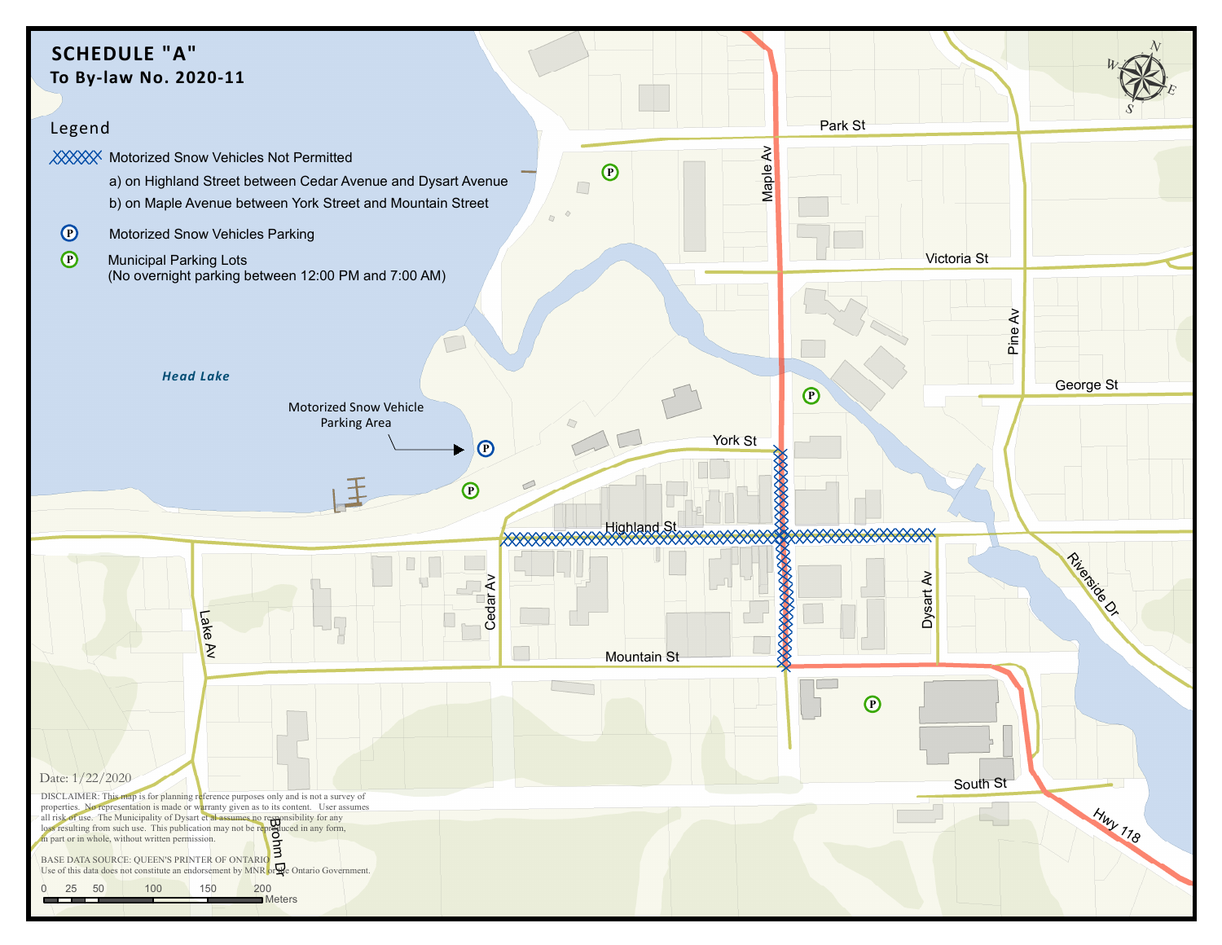# SCHEDULE "A"

## To By-law No. 2020-11

### Legend

Motorized Snow Vehicles Not Permitted

a) on Highland Street between Cedar Avenue and Dysart Avenue

b) on Maple Avenue between York Street and Mountain Street

Motorized Snow Vehicles Parking

Municipal Parking Lots
(No overnight parking between 12:00 PM and 7:00 AM)

Head Lake

Motorized Snow Vehicle Parking Area

Park St

Victoria St

George St

York St

Highland St

Mountain St

South St

Maple Av

Pine Av

Cedar Av

Dysart Av

Lake Av

Riverside Dr

Brohm Dr

Hwy 118

Date: 1/22/2020

DISCLAIMER: This map is for planning reference purposes only and is not a survey of properties. No representation is made or warranty given as to its content. User assumes all risk of use. The Municipality of Dysart et al assumes no responsibility for any loss resulting from such use. This publication may not be reproduced in any form, in part or in whole, without written permission.

BASE DATA SOURCE: QUEEN'S PRINTER OF ONTARIO
Use of this data does not constitute an endorsement by MNR or the Ontario Government.

0 25 50 100 150 200 Meters